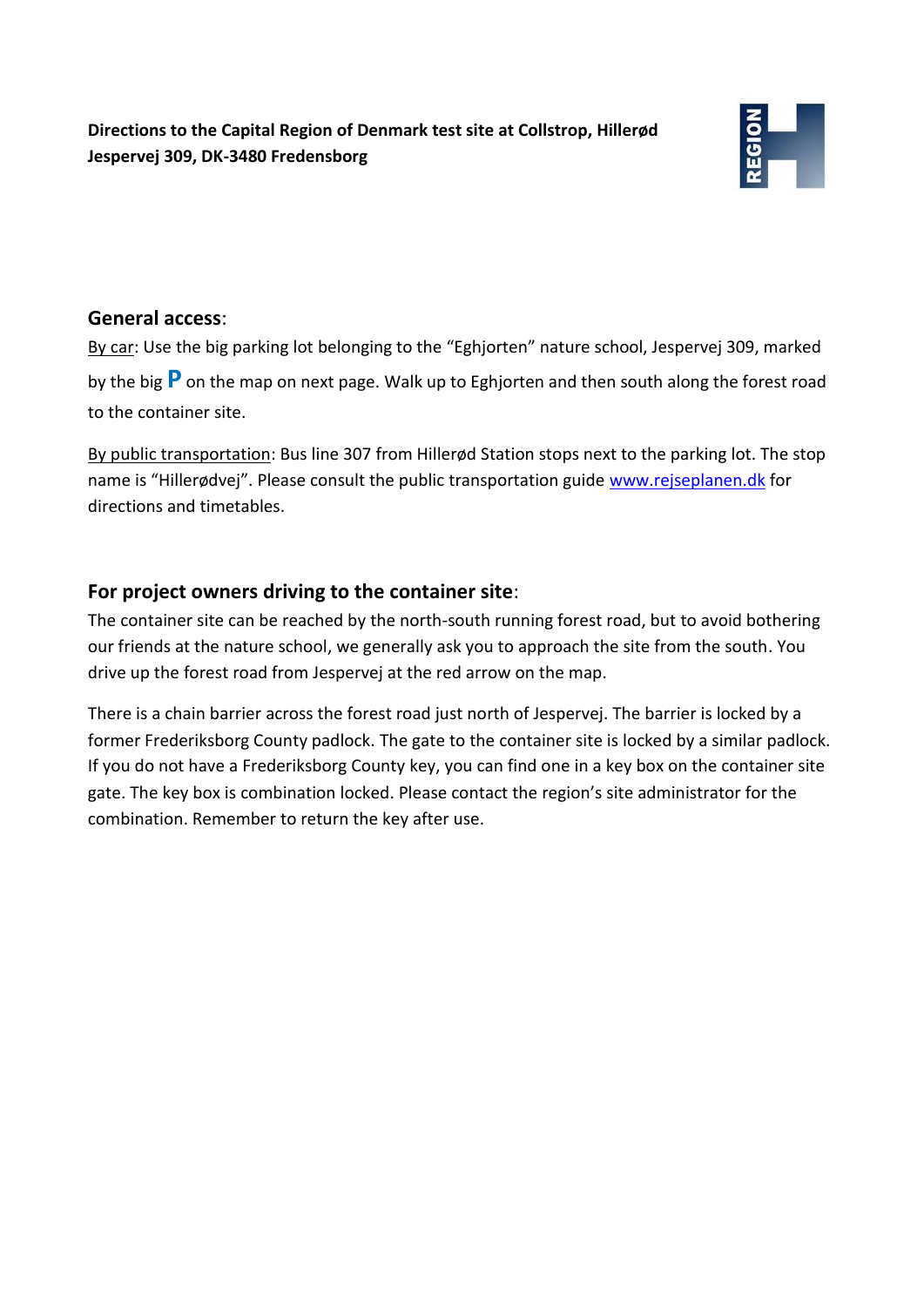**Directions to the Capital Region of Denmark test site at Collstrop, Hillerød**
**Jespervej 309, DK-3480 Fredensborg**

## General access:

By car: Use the big parking lot belonging to the "Eghjorten" nature school, Jespervej 309, marked by the big **P** on the map on next page. Walk up to Eghjorten and then south along the forest road to the container site.

By public transportation: Bus line 307 from Hillerød Station stops next to the parking lot. The stop name is "Hillerødvej". Please consult the public transportation guide [www.rejseplanen.dk](http://www.rejseplanen.dk) for directions and timetables.

## For project owners driving to the container site:

The container site can be reached by the north-south running forest road, but to avoid bothering our friends at the nature school, we generally ask you to approach the site from the south. You drive up the forest road from Jespervej at the red arrow on the map.

There is a chain barrier across the forest road just north of Jespervej. The barrier is locked by a former Frederiksborg County padlock. The gate to the container site is locked by a similar padlock. If you do not have a Frederiksborg County key, you can find one in a key box on the container site gate. The key box is combination locked. Please contact the region's site administrator for the combination. Remember to return the key after use.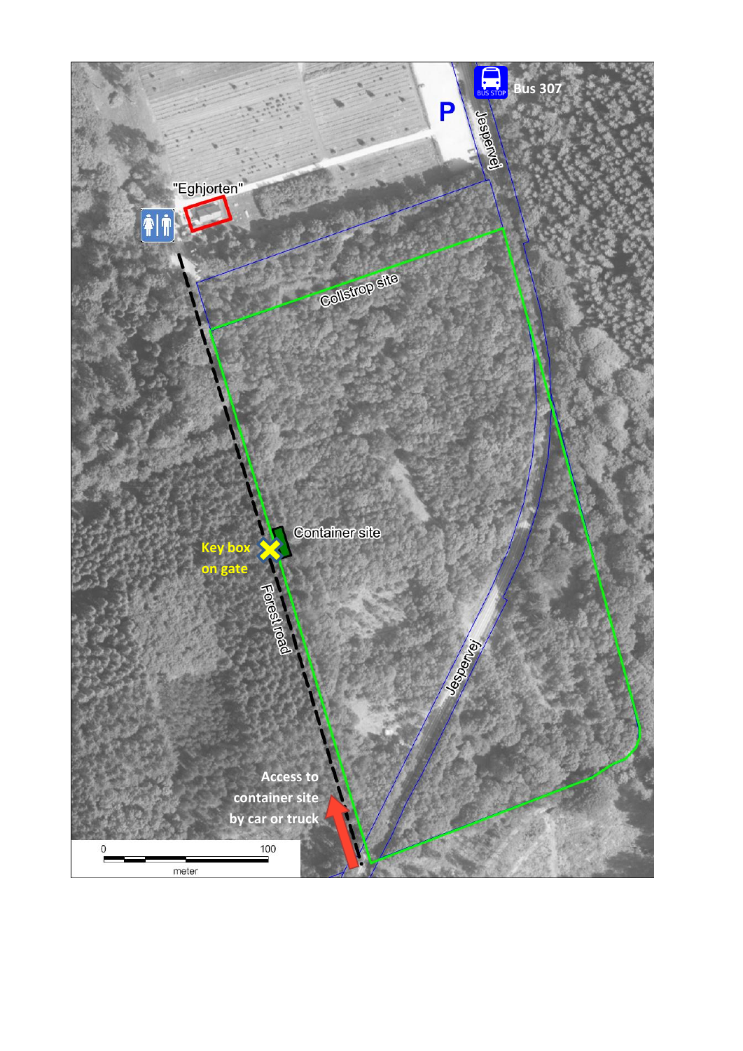Bus 307

P

Jespervej

"Eghjorten"

Collstrop site

Container site

Key box on gate

Forest road

Jespervej

Access to container site by car or truck

0

100

meter